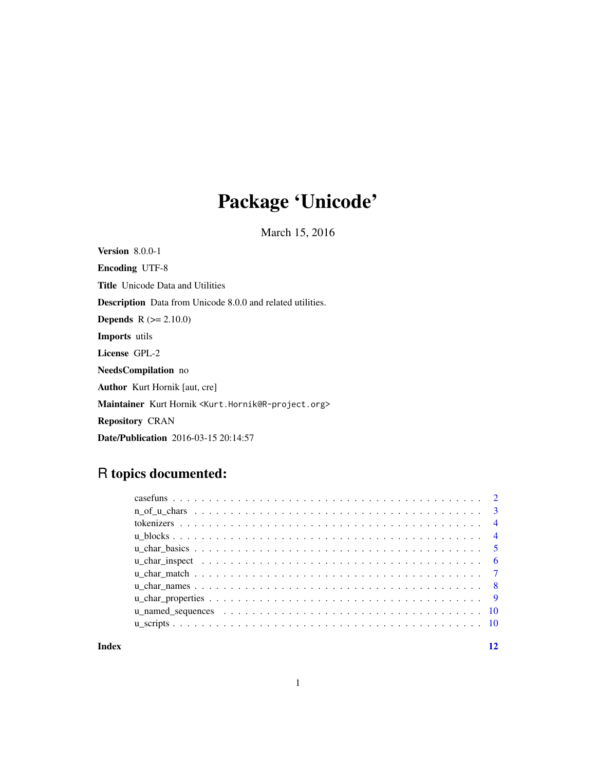# Package 'Unicode'

March 15, 2016

**Version** 8.0.0-1

**Encoding** UTF-8

**Title** Unicode Data and Utilities

**Description** Data from Unicode 8.0.0 and related utilities.

**Depends** R (>= 2.10.0)

**Imports** utils

**License** GPL-2

**NeedsCompilation** no

**Author** Kurt Hornik [aut, cre]

**Maintainer** Kurt Hornik <Kurt.Hornik@R-project.org>

**Repository** CRAN

**Date/Publication** 2016-03-15 20:14:57

## R topics documented:

| | |
|---|---|
| casefuns | 2 |
| n_of_u_chars | 3 |
| tokenizers | 4 |
| u_blocks | 4 |
| u_char_basics | 5 |
| u_char_inspect | 6 |
| u_char_match | 7 |
| u_char_names | 8 |
| u_char_properties | 9 |
| u_named_sequences | 10 |
| u_scripts | 10 |
| **Index** | **12** |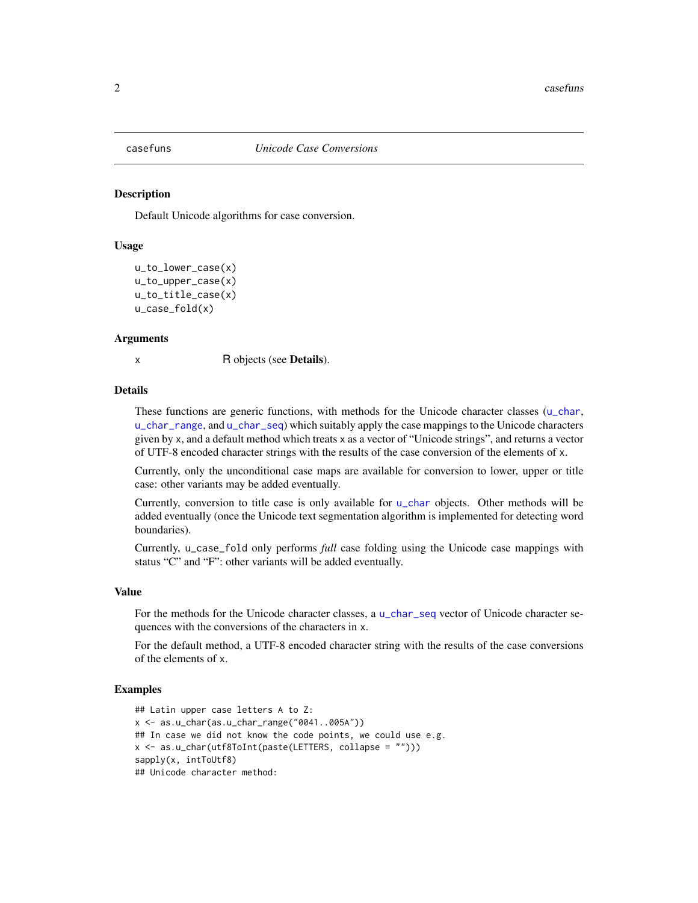casefuns *Unicode Case Conversions*

## Description

Default Unicode algorithms for case conversion.

## Usage

```
u_to_lower_case(x)
u_to_upper_case(x)
u_to_title_case(x)
u_case_fold(x)
```

## Arguments

| | |
|---|---|
| x | R objects (see **Details**). |

## Details

These functions are generic functions, with methods for the Unicode character classes (u_char, u_char_range, and u_char_seq) which suitably apply the case mappings to the Unicode characters given by x, and a default method which treats x as a vector of "Unicode strings", and returns a vector of UTF-8 encoded character strings with the results of the case conversion of the elements of x.

Currently, only the unconditional case maps are available for conversion to lower, upper or title case: other variants may be added eventually.

Currently, conversion to title case is only available for u_char objects. Other methods will be added eventually (once the Unicode text segmentation algorithm is implemented for detecting word boundaries).

Currently, u_case_fold only performs *full* case folding using the Unicode case mappings with status "C" and "F": other variants will be added eventually.

## Value

For the methods for the Unicode character classes, a u_char_seq vector of Unicode character sequences with the conversions of the characters in x.

For the default method, a UTF-8 encoded character string with the results of the case conversions of the elements of x.

## Examples

```
## Latin upper case letters A to Z:
x <- as.u_char(as.u_char_range("0041..005A"))
## In case we did not know the code points, we could use e.g.
x <- as.u_char(utf8ToInt(paste(LETTERS, collapse = "")))
sapply(x, intToUtf8)
## Unicode character method:
```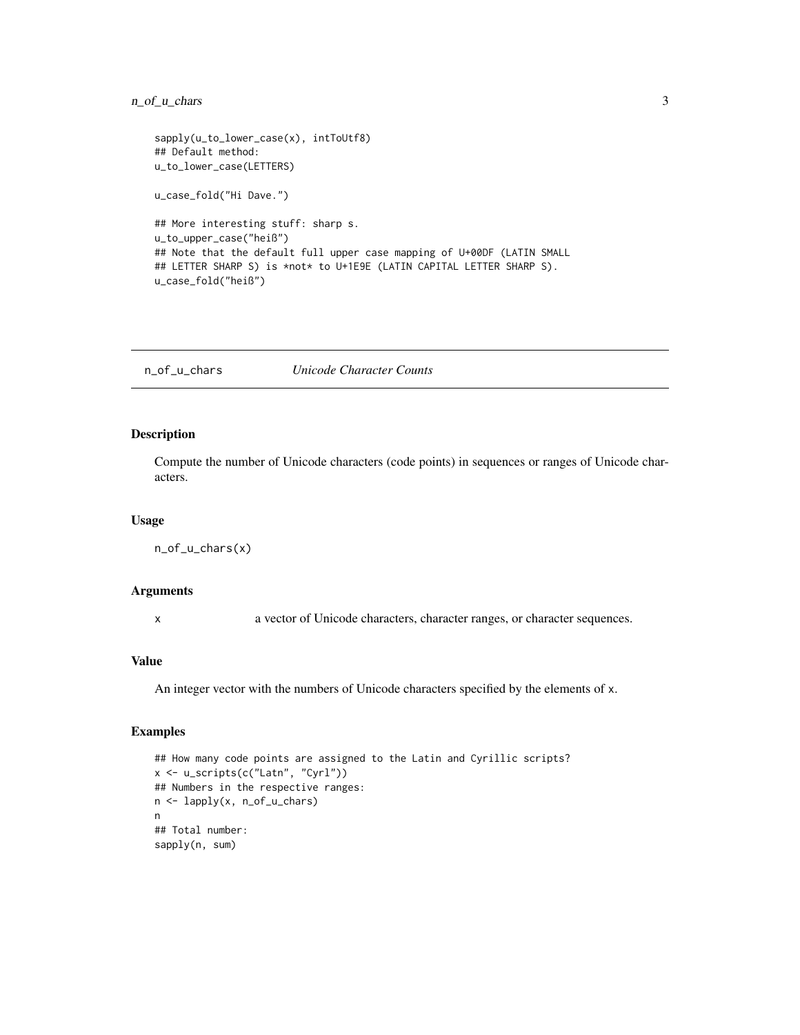```
sapply(u_to_lower_case(x), intToUtf8)
## Default method:
u_to_lower_case(LETTERS)

u_case_fold("Hi Dave.")

## More interesting stuff: sharp s.
u_to_upper_case("heiß")
## Note that the default full upper case mapping of U+00DF (LATIN SMALL
## LETTER SHARP S) is *not* to U+1E9E (LATIN CAPITAL LETTER SHARP S).
u_case_fold("heiß")
```

---

## n_of_u_chars — *Unicode Character Counts*

### Description

Compute the number of Unicode characters (code points) in sequences or ranges of Unicode characters.

### Usage

```
n_of_u_chars(x)
```

### Arguments

| | |
|---|---|
| `x` | a vector of Unicode characters, character ranges, or character sequences. |

### Value

An integer vector with the numbers of Unicode characters specified by the elements of `x`.

### Examples

```
## How many code points are assigned to the Latin and Cyrillic scripts?
x <- u_scripts(c("Latn", "Cyrl"))
## Numbers in the respective ranges:
n <- lapply(x, n_of_u_chars)
n
## Total number:
sapply(n, sum)
```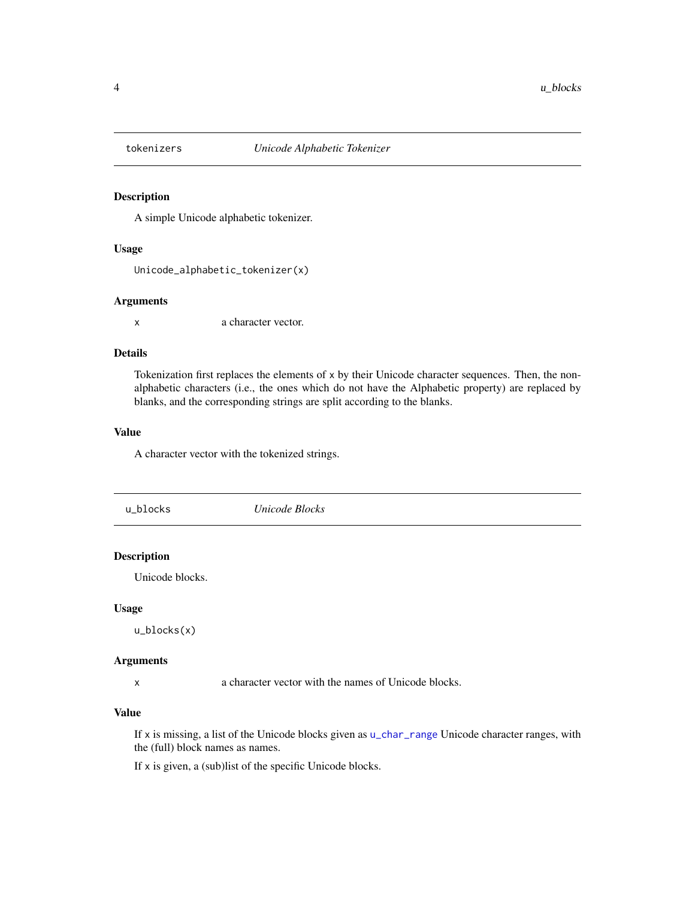## tokenizers — *Unicode Alphabetic Tokenizer*

### Description

A simple Unicode alphabetic tokenizer.

### Usage

```
Unicode_alphabetic_tokenizer(x)
```

### Arguments

| | |
|---|---|
| `x` | a character vector. |

### Details

Tokenization first replaces the elements of `x` by their Unicode character sequences. Then, the non-alphabetic characters (i.e., the ones which do not have the Alphabetic property) are replaced by blanks, and the corresponding strings are split according to the blanks.

### Value

A character vector with the tokenized strings.

## u_blocks — *Unicode Blocks*

### Description

Unicode blocks.

### Usage

```
u_blocks(x)
```

### Arguments

| | |
|---|---|
| `x` | a character vector with the names of Unicode blocks. |

### Value

If `x` is missing, a list of the Unicode blocks given as `u_char_range` Unicode character ranges, with the (full) block names as names.

If `x` is given, a (sub)list of the specific Unicode blocks.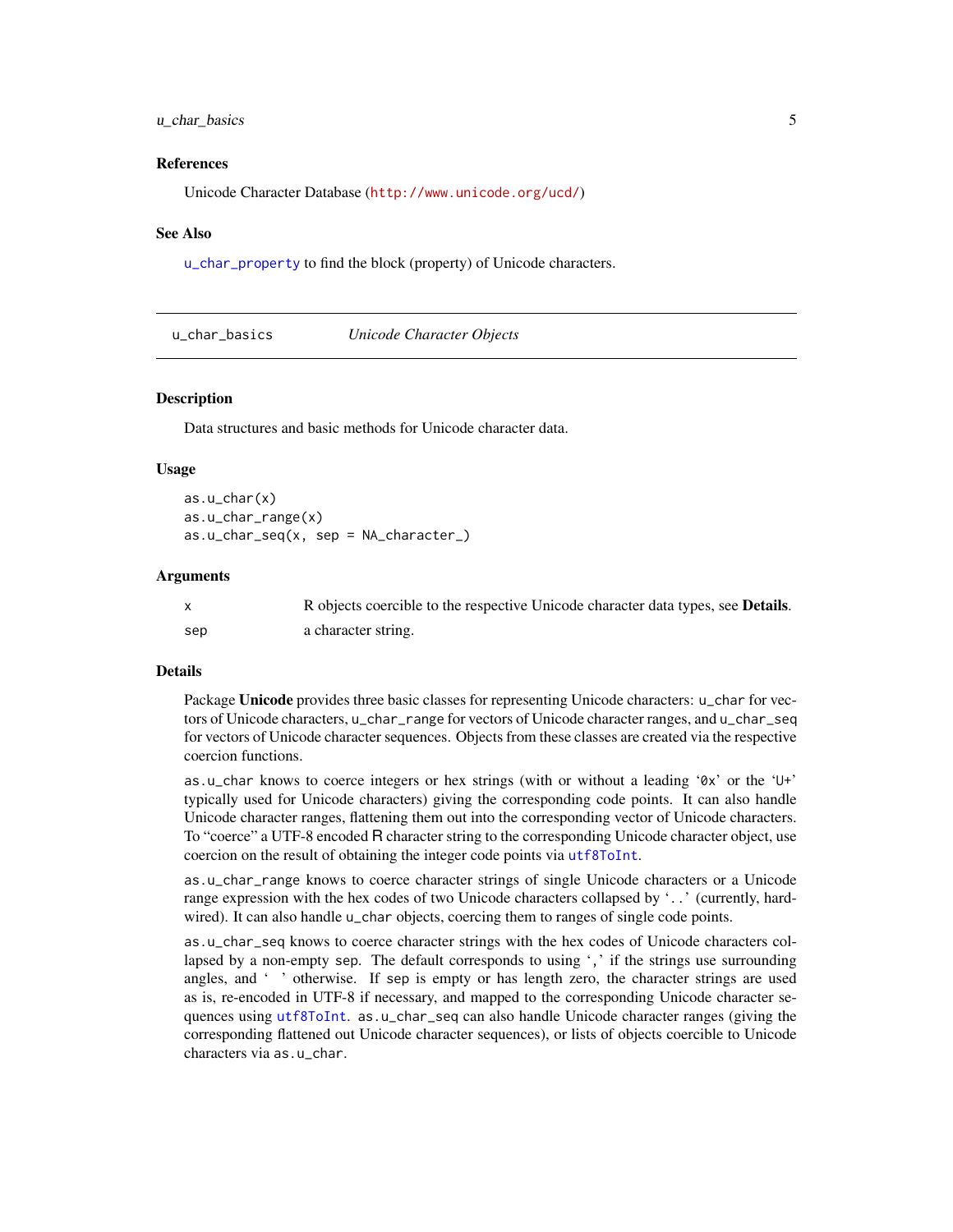## References

Unicode Character Database (http://www.unicode.org/ucd/)

## See Also

`u_char_property` to find the block (property) of Unicode characters.

---

`u_char_basics` *Unicode Character Objects*

---

## Description

Data structures and basic methods for Unicode character data.

## Usage

```
as.u_char(x)
as.u_char_range(x)
as.u_char_seq(x, sep = NA_character_)
```

## Arguments

| | |
|---|---|
| `x` | R objects coercible to the respective Unicode character data types, see **Details**. |
| `sep` | a character string. |

## Details

Package **Unicode** provides three basic classes for representing Unicode characters: `u_char` for vectors of Unicode characters, `u_char_range` for vectors of Unicode character ranges, and `u_char_seq` for vectors of Unicode character sequences. Objects from these classes are created via the respective coercion functions.

`as.u_char` knows to coerce integers or hex strings (with or without a leading '`0x`' or the '`U+`' typically used for Unicode characters) giving the corresponding code points. It can also handle Unicode character ranges, flattening them out into the corresponding vector of Unicode characters. To "coerce" a UTF-8 encoded R character string to the corresponding Unicode character object, use coercion on the result of obtaining the integer code points via `utf8ToInt`.

`as.u_char_range` knows to coerce character strings of single Unicode characters or a Unicode range expression with the hex codes of two Unicode characters collapsed by '`..`' (currently, hard-wired). It can also handle `u_char` objects, coercing them to ranges of single code points.

`as.u_char_seq` knows to coerce character strings with the hex codes of Unicode characters collapsed by a non-empty `sep`. The default corresponds to using '`,`' if the strings use surrounding angles, and '` `' otherwise. If `sep` is empty or has length zero, the character strings are used as is, re-encoded in UTF-8 if necessary, and mapped to the corresponding Unicode character sequences using `utf8ToInt`. `as.u_char_seq` can also handle Unicode character ranges (giving the corresponding flattened out Unicode character sequences), or lists of objects coercible to Unicode characters via `as.u_char`.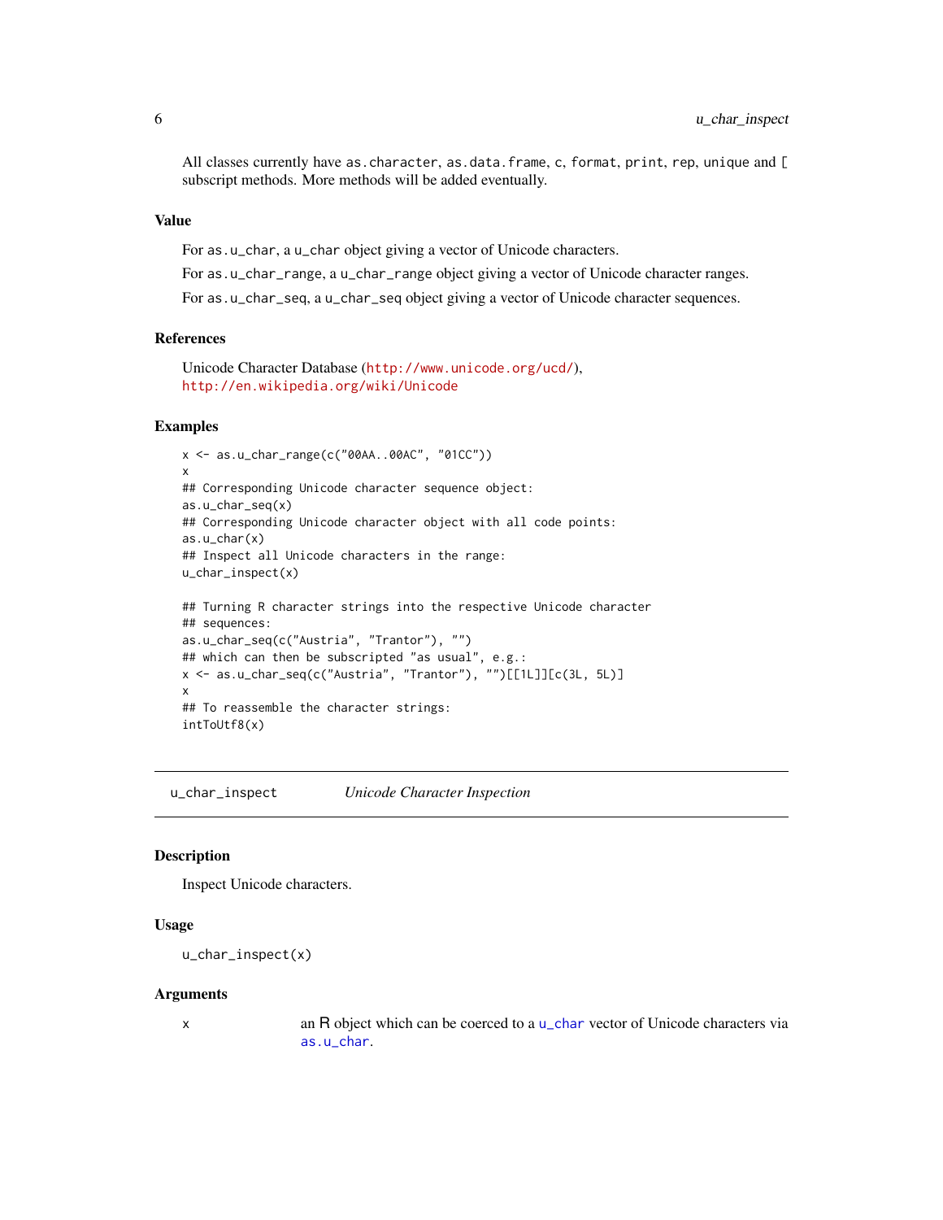All classes currently have `as.character`, `as.data.frame`, `c`, `format`, `print`, `rep`, `unique` and `[` subscript methods. More methods will be added eventually.

### Value

For `as.u_char`, a `u_char` object giving a vector of Unicode characters.

For `as.u_char_range`, a `u_char_range` object giving a vector of Unicode character ranges.

For `as.u_char_seq`, a `u_char_seq` object giving a vector of Unicode character sequences.

### References

Unicode Character Database (http://www.unicode.org/ucd/),
http://en.wikipedia.org/wiki/Unicode

### Examples

```
x <- as.u_char_range(c("00AA..00AC", "01CC"))
x
## Corresponding Unicode character sequence object:
as.u_char_seq(x)
## Corresponding Unicode character object with all code points:
as.u_char(x)
## Inspect all Unicode characters in the range:
u_char_inspect(x)

## Turning R character strings into the respective Unicode character
## sequences:
as.u_char_seq(c("Austria", "Trantor"), "")
## which can then be subscripted "as usual", e.g.:
x <- as.u_char_seq(c("Austria", "Trantor"), "")[[1L]][c(3L, 5L)]
x
## To reassemble the character strings:
intToUtf8(x)
```

---

## u_char_inspect *Unicode Character Inspection*

### Description

Inspect Unicode characters.

### Usage

```
u_char_inspect(x)
```

### Arguments

| | |
|---|---|
| x | an R object which can be coerced to a `u_char` vector of Unicode characters via `as.u_char`. |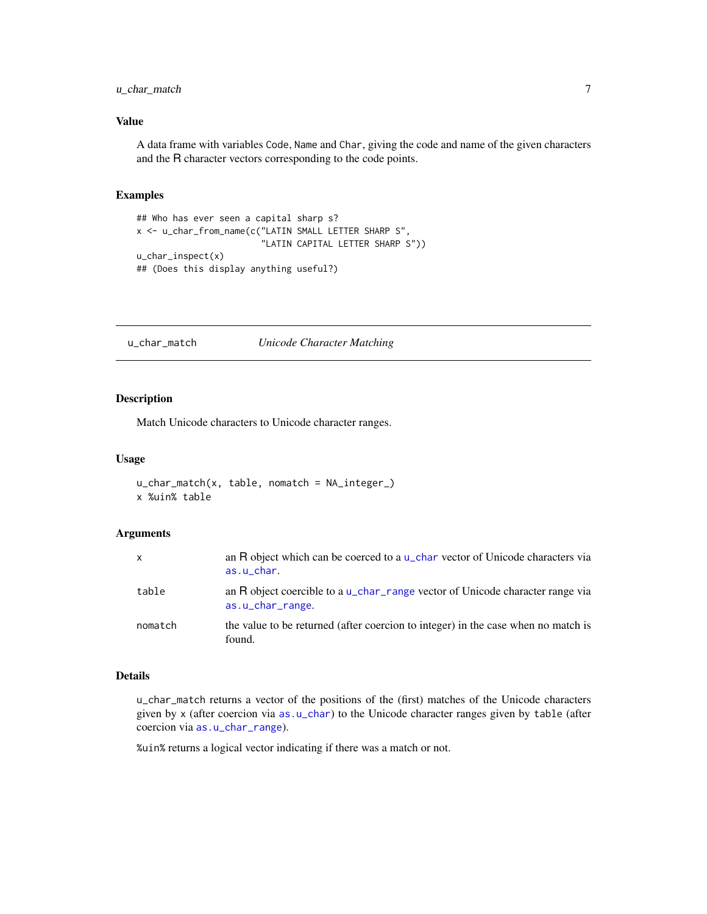### Value

A data frame with variables `Code`, `Name` and `Char`, giving the code and name of the given characters and the R character vectors corresponding to the code points.

### Examples

```
## Who has ever seen a capital sharp s?
x <- u_char_from_name(c("LATIN SMALL LETTER SHARP S",
                        "LATIN CAPITAL LETTER SHARP S"))
u_char_inspect(x)
## (Does this display anything useful?)
```

---

## u_char_match    *Unicode Character Matching*

---

### Description

Match Unicode characters to Unicode character ranges.

### Usage

```
u_char_match(x, table, nomatch = NA_integer_)
x %uin% table
```

### Arguments

| | |
|---|---|
| `x` | an R object which can be coerced to a `u_char` vector of Unicode characters via `as.u_char`. |
| `table` | an R object coercible to a `u_char_range` vector of Unicode character range via `as.u_char_range`. |
| `nomatch` | the value to be returned (after coercion to integer) in the case when no match is found. |

### Details

`u_char_match` returns a vector of the positions of the (first) matches of the Unicode characters given by `x` (after coercion via `as.u_char`) to the Unicode character ranges given by `table` (after coercion via `as.u_char_range`).

`%uin%` returns a logical vector indicating if there was a match or not.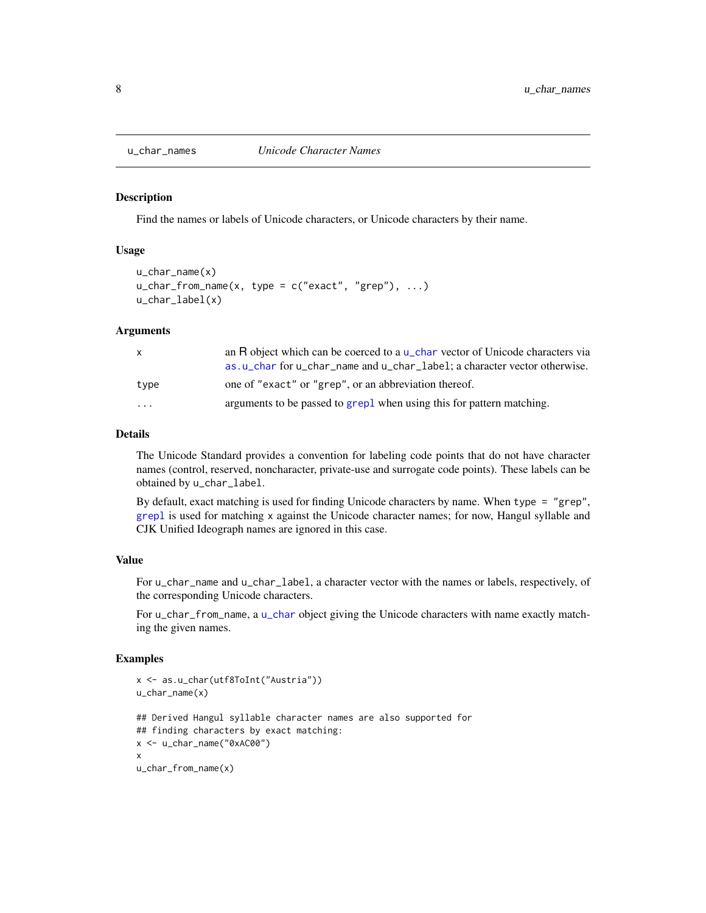## u_char_names *Unicode Character Names*

### Description

Find the names or labels of Unicode characters, or Unicode characters by their name.

### Usage

```
u_char_name(x)
u_char_from_name(x, type = c("exact", "grep"), ...)
u_char_label(x)
```

### Arguments

| | |
|---|---|
| x | an R object which can be coerced to a u_char vector of Unicode characters via as.u_char for u_char_name and u_char_label; a character vector otherwise. |
| type | one of "exact" or "grep", or an abbreviation thereof. |
| ... | arguments to be passed to grepl when using this for pattern matching. |

### Details

The Unicode Standard provides a convention for labeling code points that do not have character names (control, reserved, noncharacter, private-use and surrogate code points). These labels can be obtained by u_char_label.

By default, exact matching is used for finding Unicode characters by name. When type = "grep", grepl is used for matching x against the Unicode character names; for now, Hangul syllable and CJK Unified Ideograph names are ignored in this case.

### Value

For u_char_name and u_char_label, a character vector with the names or labels, respectively, of the corresponding Unicode characters.

For u_char_from_name, a u_char object giving the Unicode characters with name exactly matching the given names.

### Examples

```
x <- as.u_char(utf8ToInt("Austria"))
u_char_name(x)

## Derived Hangul syllable character names are also supported for
## finding characters by exact matching:
x <- u_char_name("0xAC00")
x
u_char_from_name(x)
```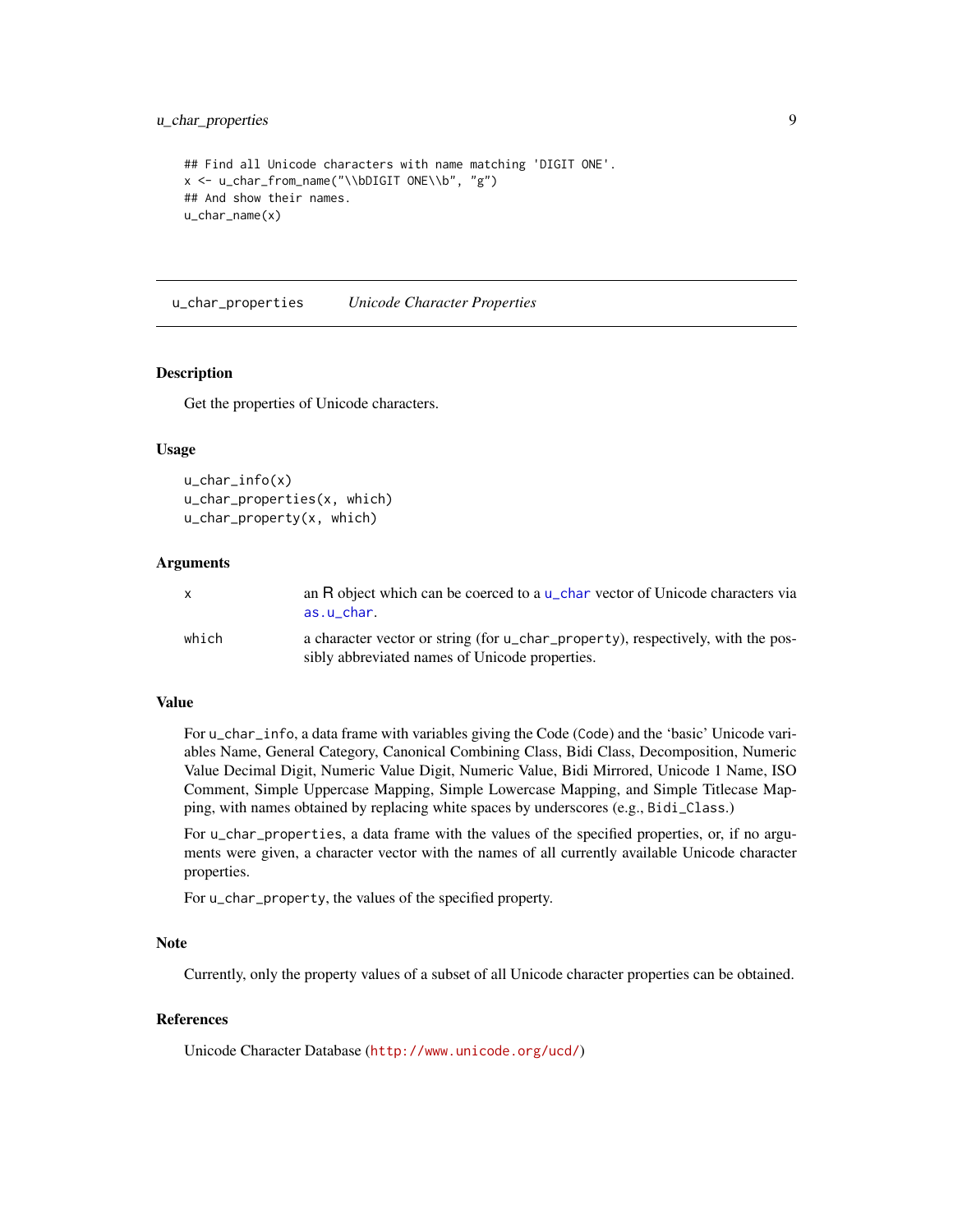```
## Find all Unicode characters with name matching 'DIGIT ONE'.
x <- u_char_from_name("\\bDIGIT ONE\\b", "g")
## And show their names.
u_char_name(x)
```

---

## u_char_properties — *Unicode Character Properties*

### Description

Get the properties of Unicode characters.

### Usage

```
u_char_info(x)
u_char_properties(x, which)
u_char_property(x, which)
```

### Arguments

| | |
|---|---|
| x | an R object which can be coerced to a u_char vector of Unicode characters via as.u_char. |
| which | a character vector or string (for u_char_property), respectively, with the possibly abbreviated names of Unicode properties. |

### Value

For u_char_info, a data frame with variables giving the Code (Code) and the 'basic' Unicode variables Name, General Category, Canonical Combining Class, Bidi Class, Decomposition, Numeric Value Decimal Digit, Numeric Value Digit, Numeric Value, Bidi Mirrored, Unicode 1 Name, ISO Comment, Simple Uppercase Mapping, Simple Lowercase Mapping, and Simple Titlecase Mapping, with names obtained by replacing white spaces by underscores (e.g., Bidi_Class.)

For u_char_properties, a data frame with the values of the specified properties, or, if no arguments were given, a character vector with the names of all currently available Unicode character properties.

For u_char_property, the values of the specified property.

### Note

Currently, only the property values of a subset of all Unicode character properties can be obtained.

### References

Unicode Character Database (http://www.unicode.org/ucd/)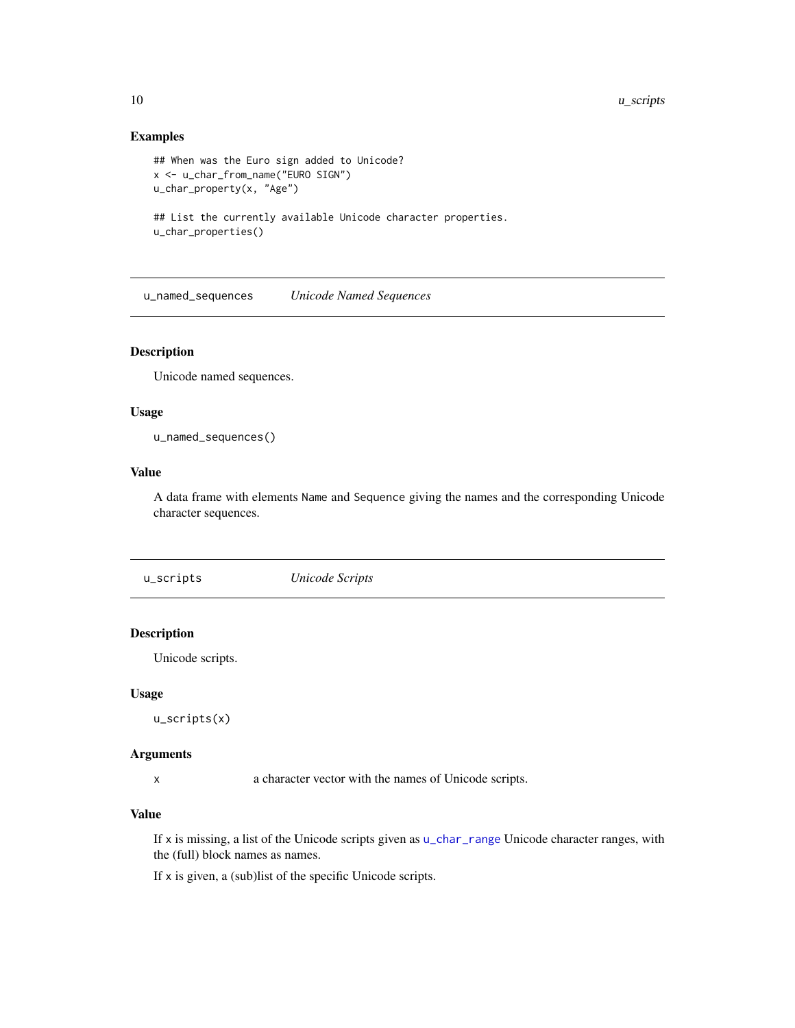### Examples

```
## When was the Euro sign added to Unicode?
x <- u_char_from_name("EURO SIGN")
u_char_property(x, "Age")

## List the currently available Unicode character properties.
u_char_properties()
```

---

## u_named_sequences *Unicode Named Sequences*

### Description

Unicode named sequences.

### Usage

```
u_named_sequences()
```

### Value

A data frame with elements Name and Sequence giving the names and the corresponding Unicode character sequences.

---

## u_scripts *Unicode Scripts*

### Description

Unicode scripts.

### Usage

```
u_scripts(x)
```

### Arguments

| | |
|---|---|
| x | a character vector with the names of Unicode scripts. |

### Value

If x is missing, a list of the Unicode scripts given as u_char_range Unicode character ranges, with the (full) block names as names.

If x is given, a (sub)list of the specific Unicode scripts.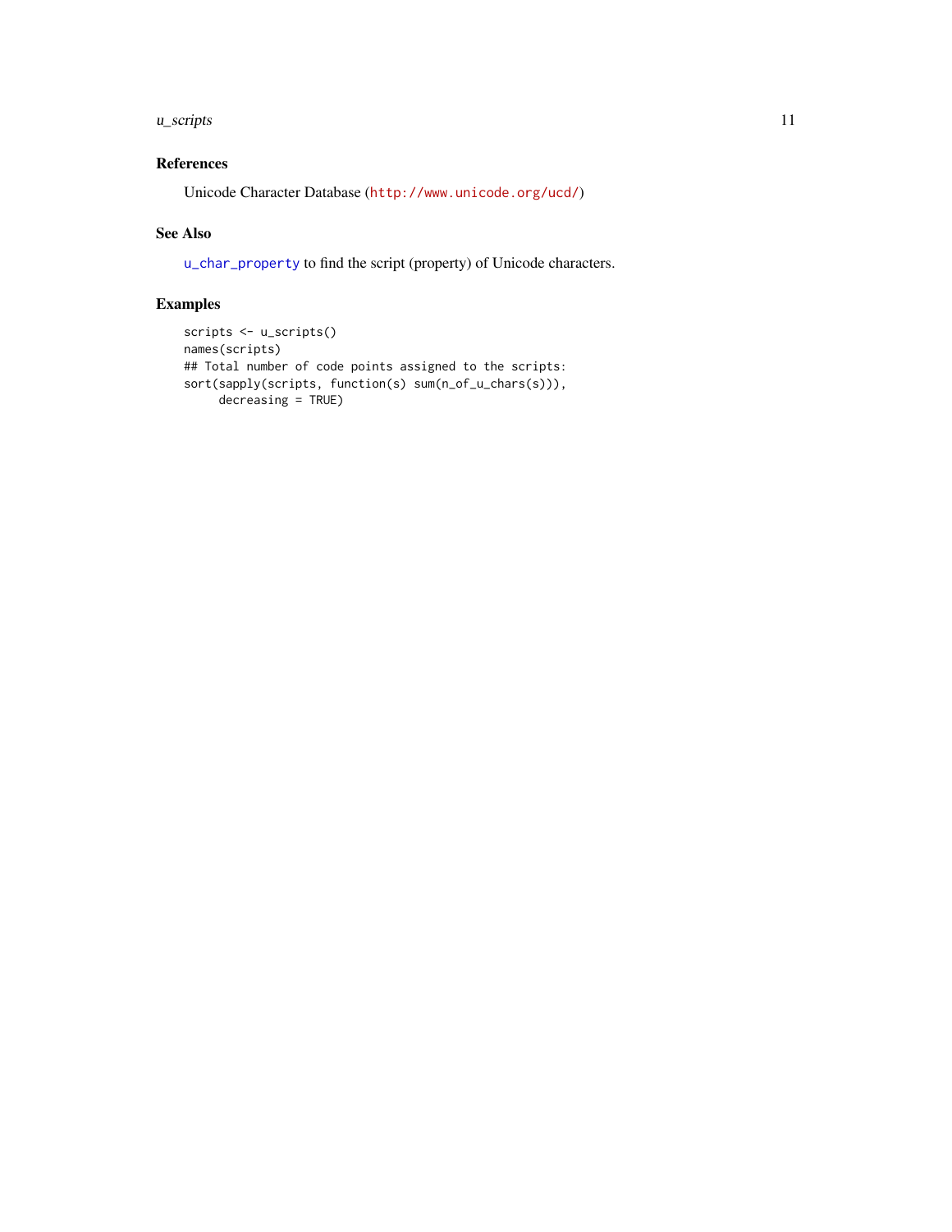## References

Unicode Character Database (http://www.unicode.org/ucd/)

## See Also

`u_char_property` to find the script (property) of Unicode characters.

## Examples

```
scripts <- u_scripts()
names(scripts)
## Total number of code points assigned to the scripts:
sort(sapply(scripts, function(s) sum(n_of_u_chars(s))),
     decreasing = TRUE)
```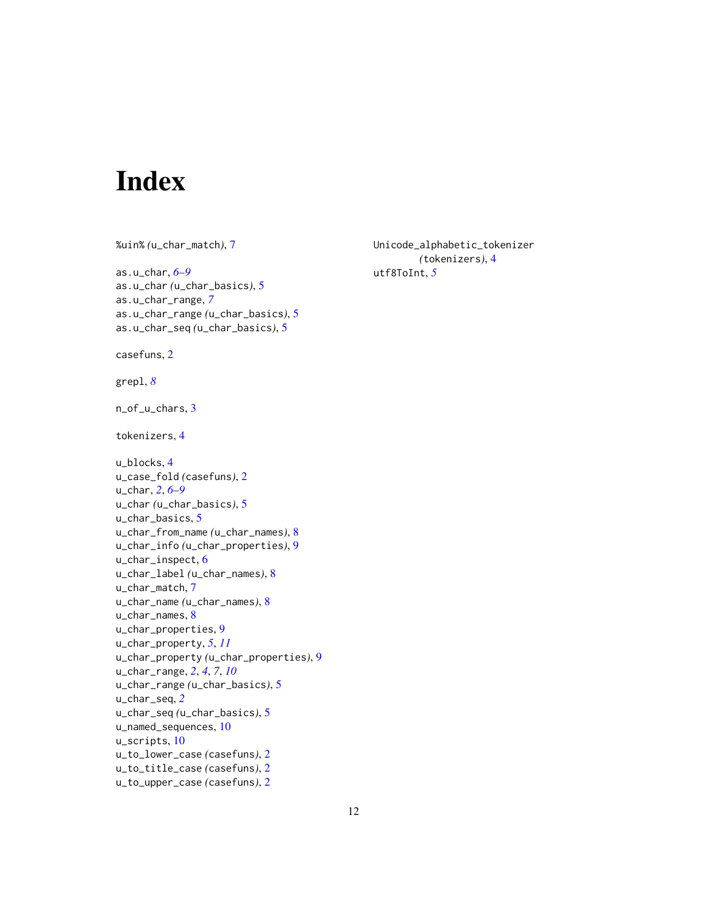# Index

%uin% (u_char_match), 7

as.u_char, *6–9*
as.u_char (u_char_basics), 5
as.u_char_range, *7*
as.u_char_range (u_char_basics), 5
as.u_char_seq (u_char_basics), 5

casefuns, 2

grepl, *8*

n_of_u_chars, 3

tokenizers, 4

u_blocks, 4
u_case_fold (casefuns), 2
u_char, *2*, *6–9*
u_char (u_char_basics), 5
u_char_basics, 5
u_char_from_name (u_char_names), 8
u_char_info (u_char_properties), 9
u_char_inspect, 6
u_char_label (u_char_names), 8
u_char_match, 7
u_char_name (u_char_names), 8
u_char_names, 8
u_char_properties, 9
u_char_property, *5*, *11*
u_char_property (u_char_properties), 9
u_char_range, *2*, *4*, *7*, *10*
u_char_range (u_char_basics), 5
u_char_seq, *2*
u_char_seq (u_char_basics), 5
u_named_sequences, 10
u_scripts, 10
u_to_lower_case (casefuns), 2
u_to_title_case (casefuns), 2
u_to_upper_case (casefuns), 2
Unicode_alphabetic_tokenizer (tokenizers), 4
utf8ToInt, *5*